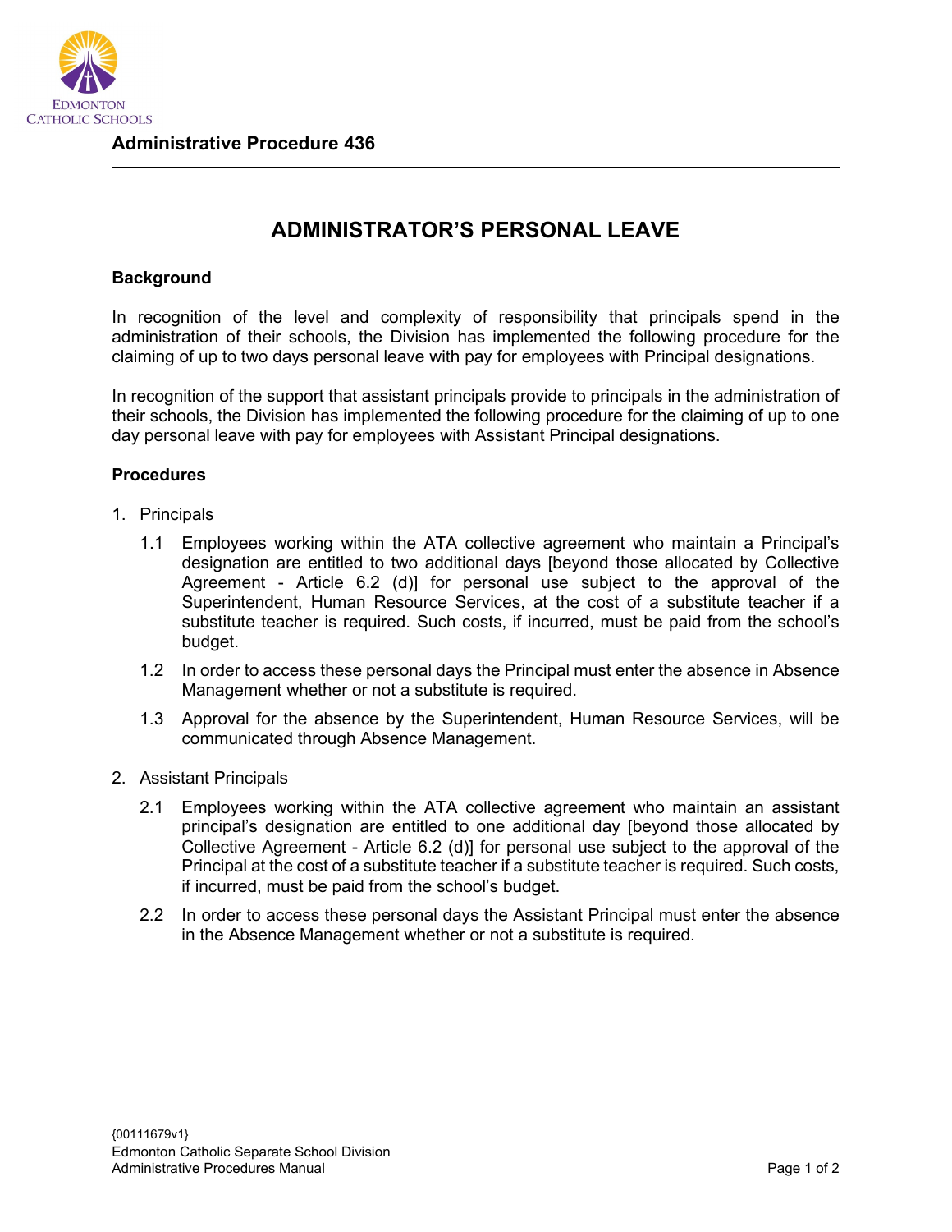**Administrative Procedure 436**

# ADMINISTRATOR'S PERSONAL LEAVE

## Background

In recognition of the level and complexity of responsibility that principals spend in the administration of their schools, the Division has implemented the following procedure for the claiming of up to two days personal leave with pay for employees with Principal designations.

In recognition of the support that assistant principals provide to principals in the administration of their schools, the Division has implemented the following procedure for the claiming of up to one day personal leave with pay for employees with Assistant Principal designations.

## Procedures

1. Principals

   1.1 Employees working within the ATA collective agreement who maintain a Principal's designation are entitled to two additional days [beyond those allocated by Collective Agreement - Article 6.2 (d)] for personal use subject to the approval of the Superintendent, Human Resource Services, at the cost of a substitute teacher if a substitute teacher is required. Such costs, if incurred, must be paid from the school's budget.

   1.2 In order to access these personal days the Principal must enter the absence in Absence Management whether or not a substitute is required.

   1.3 Approval for the absence by the Superintendent, Human Resource Services, will be communicated through Absence Management.

2. Assistant Principals

   2.1 Employees working within the ATA collective agreement who maintain an assistant principal's designation are entitled to one additional day [beyond those allocated by Collective Agreement - Article 6.2 (d)] for personal use subject to the approval of the Principal at the cost of a substitute teacher if a substitute teacher is required. Such costs, if incurred, must be paid from the school's budget.

   2.2 In order to access these personal days the Assistant Principal must enter the absence in the Absence Management whether or not a substitute is required.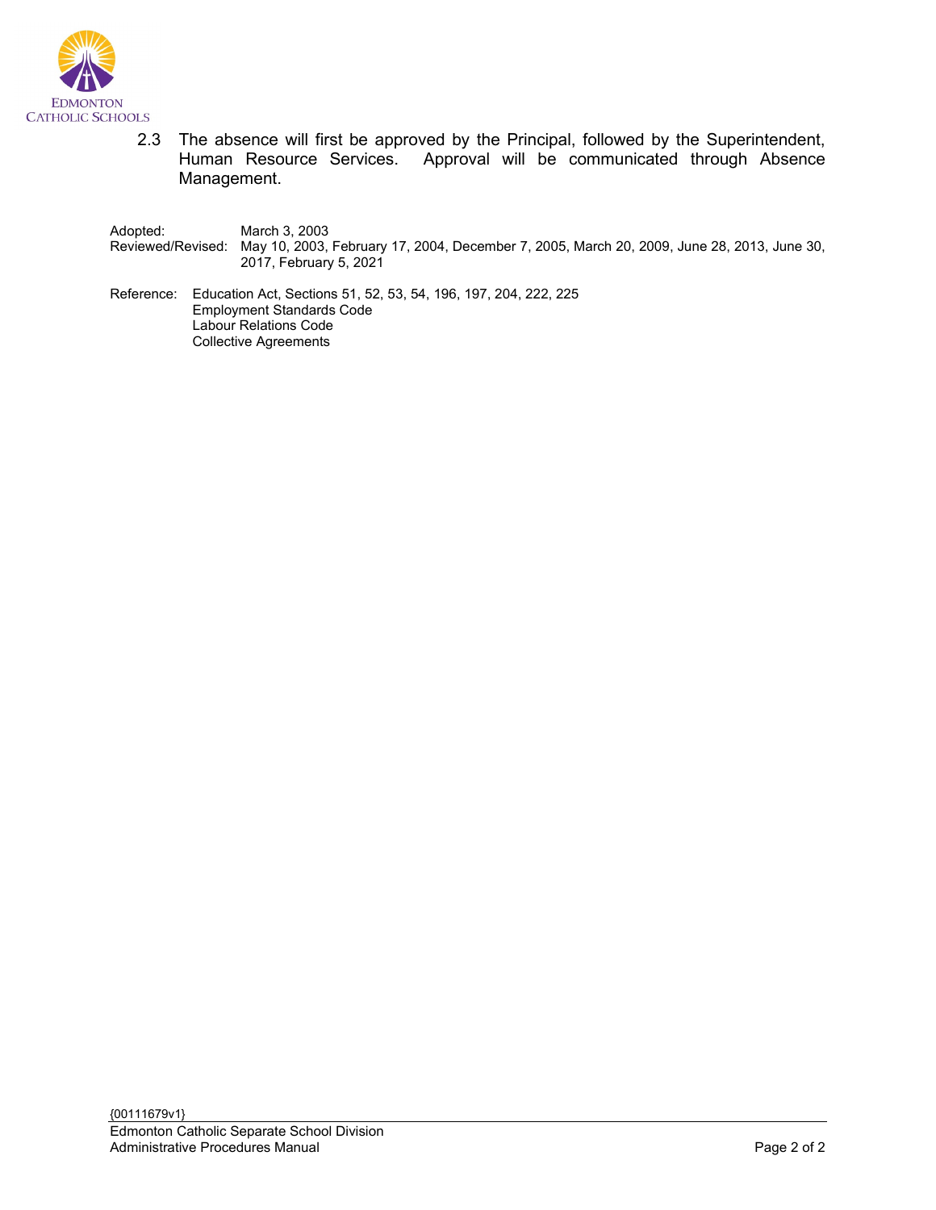2.3 The absence will first be approved by the Principal, followed by the Superintendent, Human Resource Services. Approval will be communicated through Absence Management.

Adopted: March 3, 2003
Reviewed/Revised: May 10, 2003, February 17, 2004, December 7, 2005, March 20, 2009, June 28, 2013, June 30, 2017, February 5, 2021

Reference: Education Act, Sections 51, 52, 53, 54, 196, 197, 204, 222, 225
Employment Standards Code
Labour Relations Code
Collective Agreements